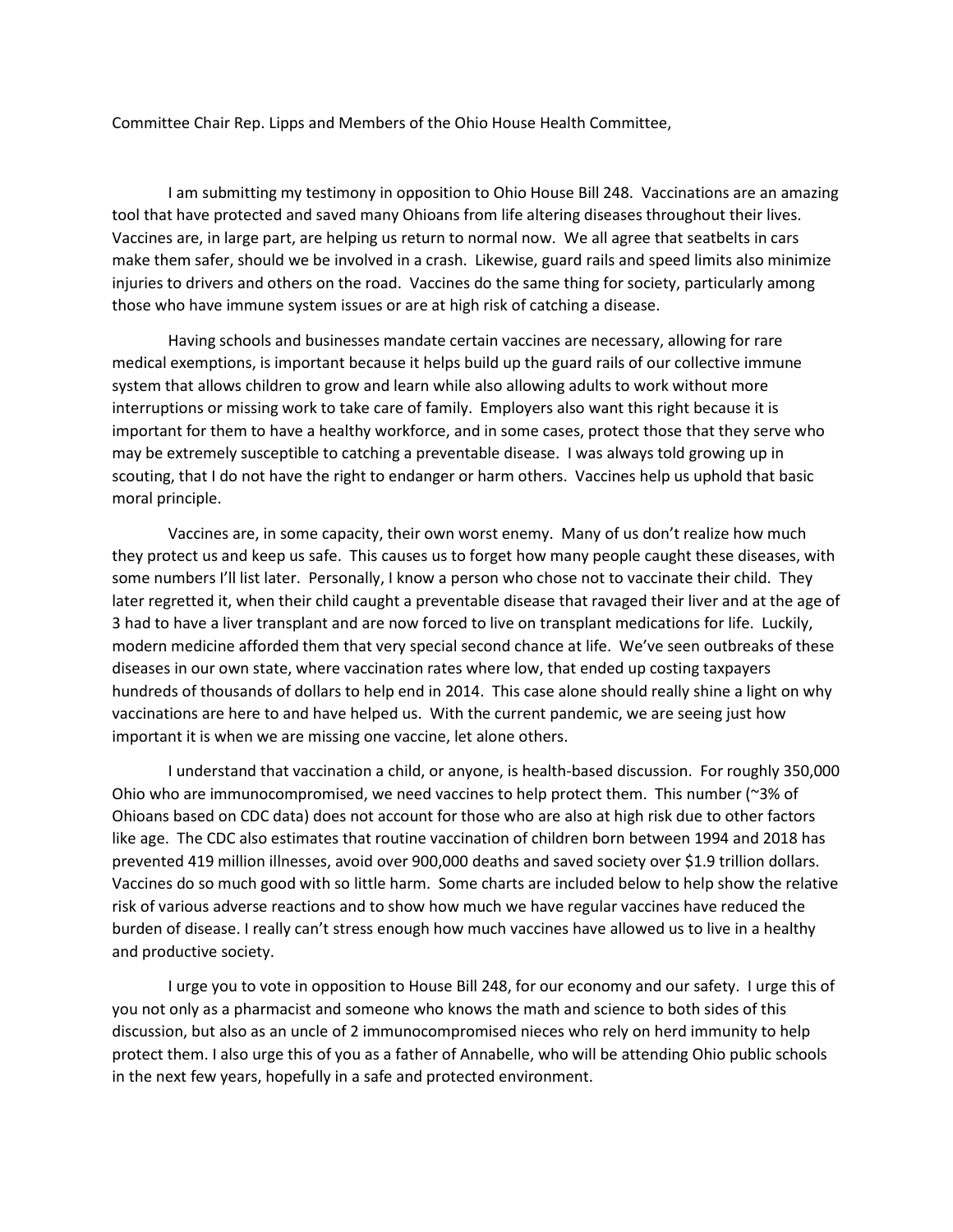Committee Chair Rep. Lipps and Members of the Ohio House Health Committee,

I am submitting my testimony in opposition to Ohio House Bill 248. Vaccinations are an amazing tool that have protected and saved many Ohioans from life altering diseases throughout their lives. Vaccines are, in large part, are helping us return to normal now. We all agree that seatbelts in cars make them safer, should we be involved in a crash. Likewise, guard rails and speed limits also minimize injuries to drivers and others on the road. Vaccines do the same thing for society, particularly among those who have immune system issues or are at high risk of catching a disease.

Having schools and businesses mandate certain vaccines are necessary, allowing for rare medical exemptions, is important because it helps build up the guard rails of our collective immune system that allows children to grow and learn while also allowing adults to work without more interruptions or missing work to take care of family. Employers also want this right because it is important for them to have a healthy workforce, and in some cases, protect those that they serve who may be extremely susceptible to catching a preventable disease. I was always told growing up in scouting, that I do not have the right to endanger or harm others. Vaccines help us uphold that basic moral principle.

Vaccines are, in some capacity, their own worst enemy. Many of us don't realize how much they protect us and keep us safe. This causes us to forget how many people caught these diseases, with some numbers I'll list later. Personally, I know a person who chose not to vaccinate their child. They later regretted it, when their child caught a preventable disease that ravaged their liver and at the age of 3 had to have a liver transplant and are now forced to live on transplant medications for life. Luckily, modern medicine afforded them that very special second chance at life. We've seen outbreaks of these diseases in our own state, where vaccination rates where low, that ended up costing taxpayers hundreds of thousands of dollars to help end in 2014. This case alone should really shine a light on why vaccinations are here to and have helped us. With the current pandemic, we are seeing just how important it is when we are missing one vaccine, let alone others.

I understand that vaccination a child, or anyone, is health-based discussion. For roughly 350,000 Ohio who are immunocompromised, we need vaccines to help protect them. This number (~3% of Ohioans based on CDC data) does not account for those who are also at high risk due to other factors like age. The CDC also estimates that routine vaccination of children born between 1994 and 2018 has prevented 419 million illnesses, avoid over 900,000 deaths and saved society over $1.9 trillion dollars. Vaccines do so much good with so little harm. Some charts are included below to help show the relative risk of various adverse reactions and to show how much we have regular vaccines have reduced the burden of disease. I really can't stress enough how much vaccines have allowed us to live in a healthy and productive society.

I urge you to vote in opposition to House Bill 248, for our economy and our safety. I urge this of you not only as a pharmacist and someone who knows the math and science to both sides of this discussion, but also as an uncle of 2 immunocompromised nieces who rely on herd immunity to help protect them. I also urge this of you as a father of Annabelle, who will be attending Ohio public schools in the next few years, hopefully in a safe and protected environment.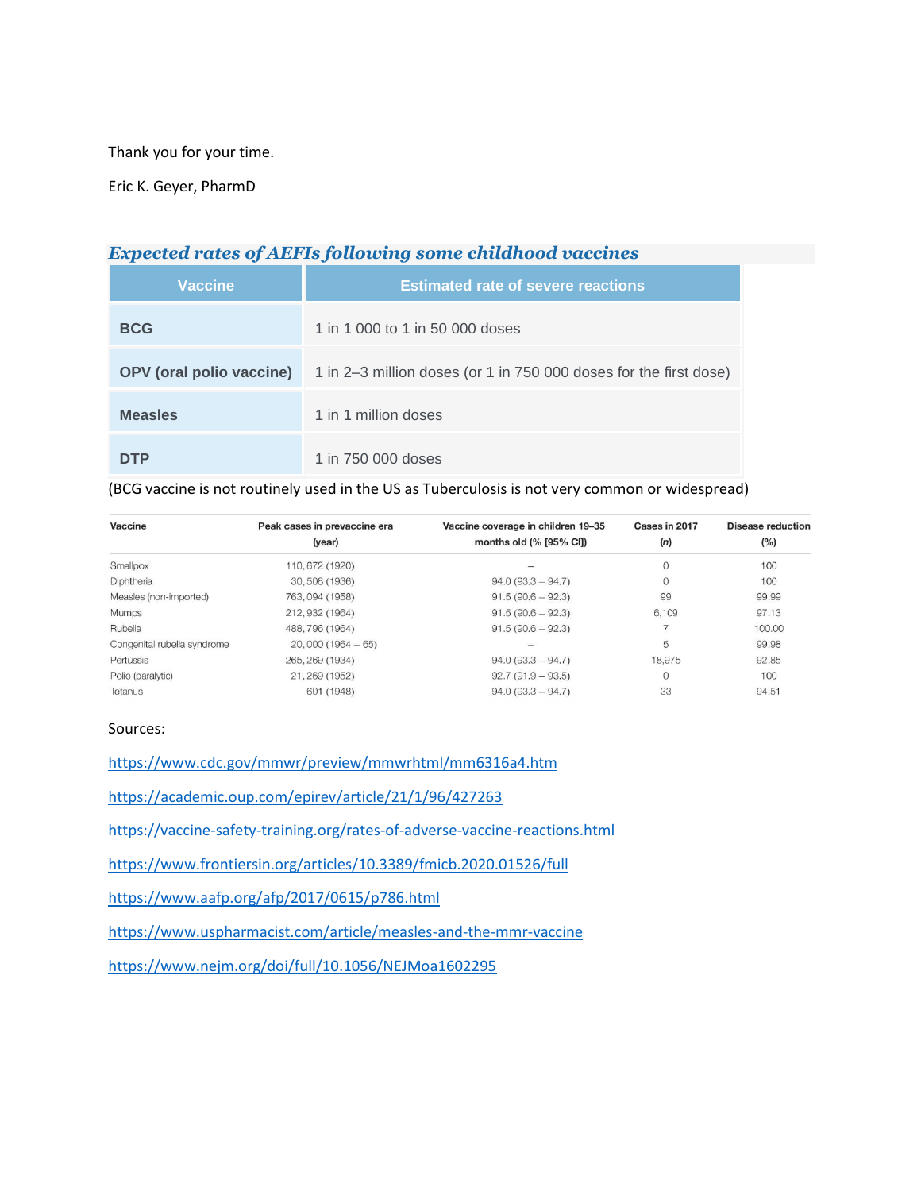Thank you for your time.

Eric K. Geyer, PharmD

***Expected rates of AEFIs following some childhood vaccines***

| Vaccine | Estimated rate of severe reactions |
|---|---|
| **BCG** | 1 in 1 000 to 1 in 50 000 doses |
| **OPV (oral polio vaccine)** | 1 in 2–3 million doses (or 1 in 750 000 doses for the first dose) |
| **Measles** | 1 in 1 million doses |
| **DTP** | 1 in 750 000 doses |

(BCG vaccine is not routinely used in the US as Tuberculosis is not very common or widespread)

| Vaccine | Peak cases in prevaccine era (year) | Vaccine coverage in children 19–35 months old (% [95% CI]) | Cases in 2017 (*n*) | Disease reduction (%) |
|---|---|---|---|---|
| Smallpox | 110, 672 (1920) | – | 0 | 100 |
| Diphtheria | 30, 508 (1936) | 94.0 (93.3 – 94.7) | 0 | 100 |
| Measles (non-imported) | 763, 094 (1958) | 91.5 (90.6 – 92.3) | 99 | 99.99 |
| Mumps | 212, 932 (1964) | 91.5 (90.6 – 92.3) | 6,109 | 97.13 |
| Rubella | 488, 796 (1964) | 91.5 (90.6 – 92.3) | 7 | 100.00 |
| Congenital rubella syndrome | 20, 000 (1964 – 65) | – | 5 | 99.98 |
| Pertussis | 265, 269 (1934) | 94.0 (93.3 – 94.7) | 18,975 | 92.85 |
| Polio (paralytic) | 21, 269 (1952) | 92.7 (91.9 – 93.5) | 0 | 100 |
| Tetanus | 601 (1948) | 94.0 (93.3 – 94.7) | 33 | 94.51 |

Sources:

https://www.cdc.gov/mmwr/preview/mmwrhtml/mm6316a4.htm

https://academic.oup.com/epirev/article/21/1/96/427263

https://vaccine-safety-training.org/rates-of-adverse-vaccine-reactions.html

https://www.frontiersin.org/articles/10.3389/fmicb.2020.01526/full

https://www.aafp.org/afp/2017/0615/p786.html

https://www.uspharmacist.com/article/measles-and-the-mmr-vaccine

https://www.nejm.org/doi/full/10.1056/NEJMoa1602295